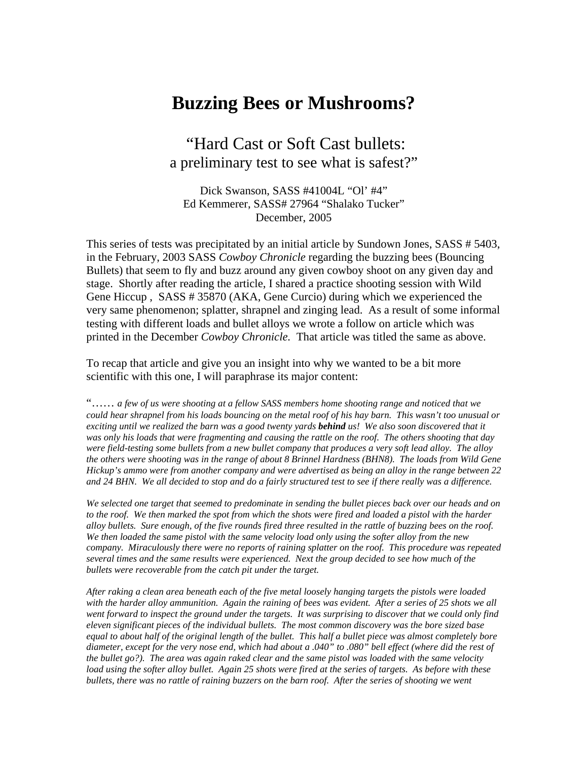# Buzzing Bees or Mushrooms?

## "Hard Cast or Soft Cast bullets:
a preliminary test to see what is safest?"

Dick Swanson, SASS #41004L "Ol' #4"
Ed Kemmerer, SASS# 27964 "Shalako Tucker"
December, 2005

This series of tests was precipitated by an initial article by Sundown Jones, SASS # 5403, in the February, 2003 SASS *Cowboy Chronicle* regarding the buzzing bees (Bouncing Bullets) that seem to fly and buzz around any given cowboy shoot on any given day and stage. Shortly after reading the article, I shared a practice shooting session with Wild Gene Hiccup , SASS # 35870 (AKA, Gene Curcio) during which we experienced the very same phenomenon; splatter, shrapnel and zinging lead. As a result of some informal testing with different loads and bullet alloys we wrote a follow on article which was printed in the December *Cowboy Chronicle.* That article was titled the same as above.

To recap that article and give you an insight into why we wanted to be a bit more scientific with this one, I will paraphrase its major content:

"…… *a few of us were shooting at a fellow SASS members home shooting range and noticed that we could hear shrapnel from his loads bouncing on the metal roof of his hay barn. This wasn't too unusual or exciting until we realized the barn was a good twenty yards* ***behind*** *us! We also soon discovered that it was only his loads that were fragmenting and causing the rattle on the roof. The others shooting that day were field-testing some bullets from a new bullet company that produces a very soft lead alloy. The alloy the others were shooting was in the range of about 8 Brinnel Hardness (BHN8). The loads from Wild Gene Hickup's ammo were from another company and were advertised as being an alloy in the range between 22 and 24 BHN. We all decided to stop and do a fairly structured test to see if there really was a difference.*

*We selected one target that seemed to predominate in sending the bullet pieces back over our heads and on to the roof. We then marked the spot from which the shots were fired and loaded a pistol with the harder alloy bullets. Sure enough, of the five rounds fired three resulted in the rattle of buzzing bees on the roof. We then loaded the same pistol with the same velocity load only using the softer alloy from the new company. Miraculously there were no reports of raining splatter on the roof. This procedure was repeated several times and the same results were experienced. Next the group decided to see how much of the bullets were recoverable from the catch pit under the target.*

*After raking a clean area beneath each of the five metal loosely hanging targets the pistols were loaded with the harder alloy ammunition. Again the raining of bees was evident. After a series of 25 shots we all went forward to inspect the ground under the targets. It was surprising to discover that we could only find eleven significant pieces of the individual bullets. The most common discovery was the bore sized base equal to about half of the original length of the bullet. This half a bullet piece was almost completely bore diameter, except for the very nose end, which had about a .040" to .080" bell effect (where did the rest of the bullet go?). The area was again raked clear and the same pistol was loaded with the same velocity load using the softer alloy bullet. Again 25 shots were fired at the series of targets. As before with these bullets, there was no rattle of raining buzzers on the barn roof. After the series of shooting we went*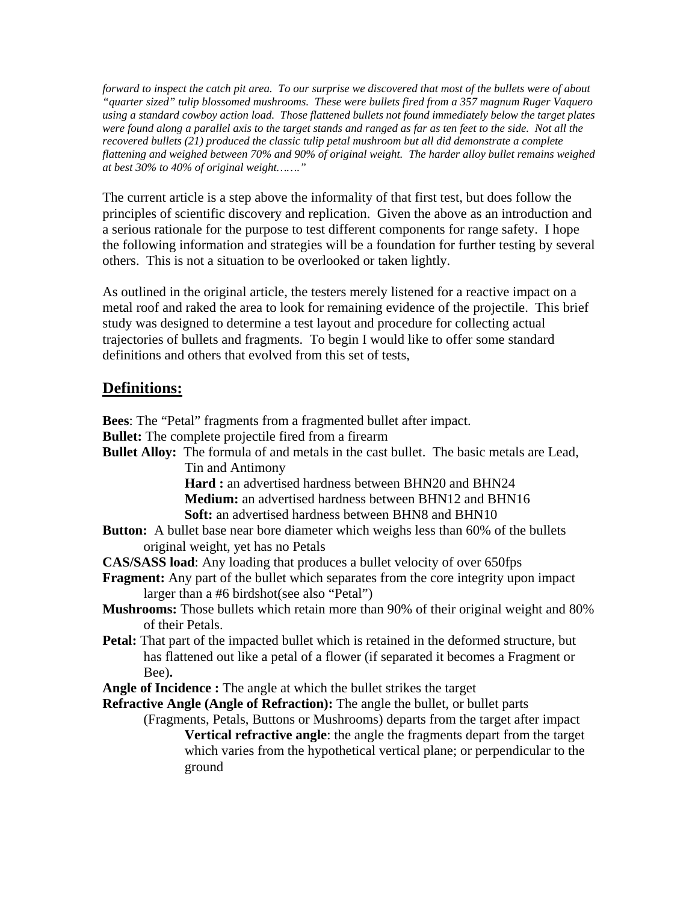*forward to inspect the catch pit area. To our surprise we discovered that most of the bullets were of about "quarter sized" tulip blossomed mushrooms. These were bullets fired from a 357 magnum Ruger Vaquero using a standard cowboy action load. Those flattened bullets not found immediately below the target plates were found along a parallel axis to the target stands and ranged as far as ten feet to the side. Not all the recovered bullets (21) produced the classic tulip petal mushroom but all did demonstrate a complete flattening and weighed between 70% and 90% of original weight. The harder alloy bullet remains weighed at best 30% to 40% of original weight……."*

The current article is a step above the informality of that first test, but does follow the principles of scientific discovery and replication. Given the above as an introduction and a serious rationale for the purpose to test different components for range safety. I hope the following information and strategies will be a foundation for further testing by several others. This is not a situation to be overlooked or taken lightly.

As outlined in the original article, the testers merely listened for a reactive impact on a metal roof and raked the area to look for remaining evidence of the projectile. This brief study was designed to determine a test layout and procedure for collecting actual trajectories of bullets and fragments. To begin I would like to offer some standard definitions and others that evolved from this set of tests,

## Definitions:

**Bees**: The "Petal" fragments from a fragmented bullet after impact.

**Bullet:** The complete projectile fired from a firearm

**Bullet Alloy:** The formula of and metals in the cast bullet. The basic metals are Lead, Tin and Antimony

- **Hard :** an advertised hardness between BHN20 and BHN24
- **Medium:** an advertised hardness between BHN12 and BHN16
- **Soft:** an advertised hardness between BHN8 and BHN10

**Button:** A bullet base near bore diameter which weighs less than 60% of the bullets original weight, yet has no Petals

**CAS/SASS load**: Any loading that produces a bullet velocity of over 650fps

**Fragment:** Any part of the bullet which separates from the core integrity upon impact larger than a #6 birdshot(see also "Petal")

**Mushrooms:** Those bullets which retain more than 90% of their original weight and 80% of their Petals.

**Petal:** That part of the impacted bullet which is retained in the deformed structure, but has flattened out like a petal of a flower (if separated it becomes a Fragment or Bee)**.**

**Angle of Incidence :** The angle at which the bullet strikes the target

**Refractive Angle (Angle of Refraction):** The angle the bullet, or bullet parts (Fragments, Petals, Buttons or Mushrooms) departs from the target after impact

- **Vertical refractive angle**: the angle the fragments depart from the target which varies from the hypothetical vertical plane; or perpendicular to the ground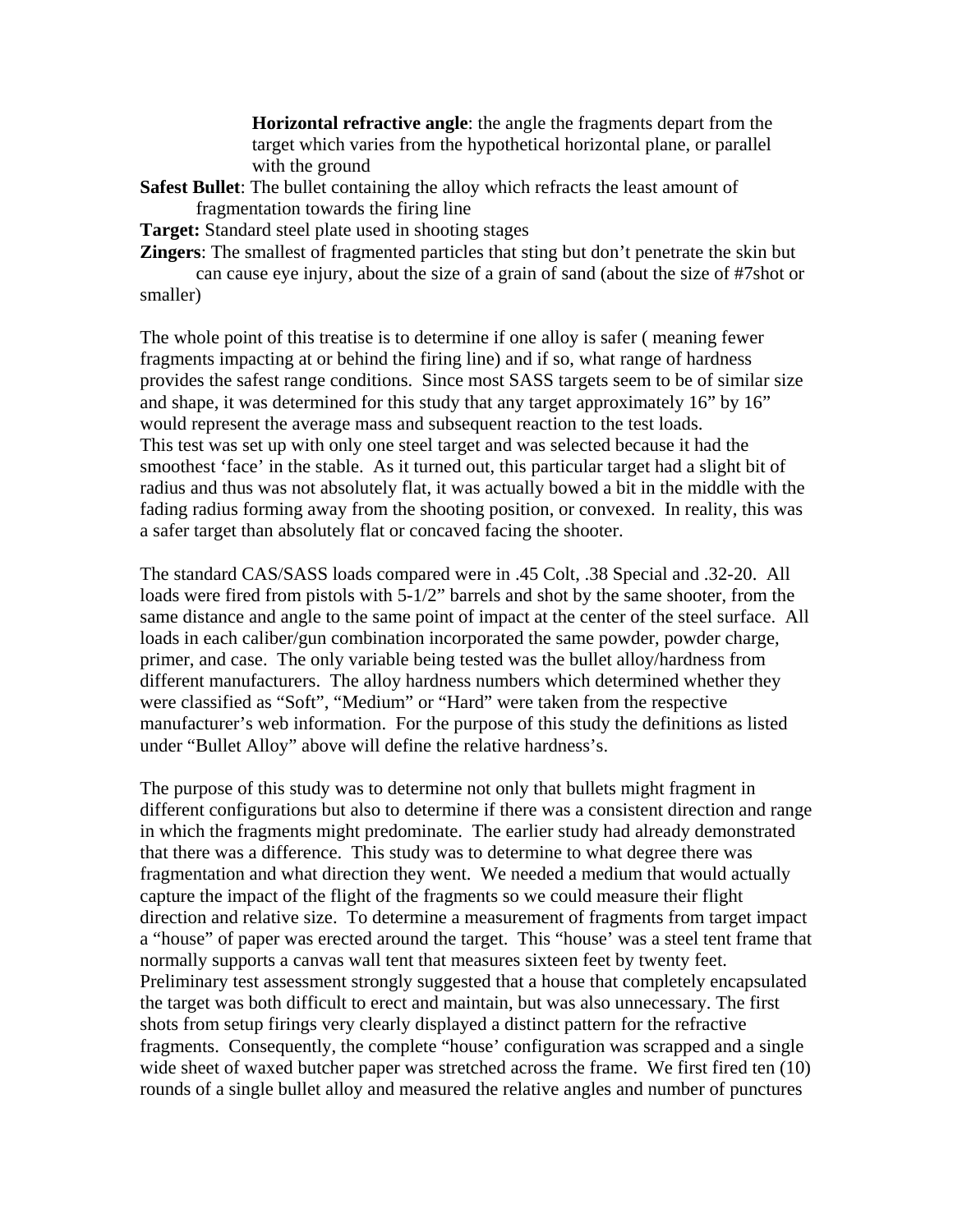**Horizontal refractive angle**: the angle the fragments depart from the target which varies from the hypothetical horizontal plane, or parallel with the ground

**Safest Bullet**: The bullet containing the alloy which refracts the least amount of fragmentation towards the firing line

**Target:** Standard steel plate used in shooting stages

**Zingers**: The smallest of fragmented particles that sting but don't penetrate the skin but can cause eye injury, about the size of a grain of sand (about the size of #7shot or smaller)

The whole point of this treatise is to determine if one alloy is safer ( meaning fewer fragments impacting at or behind the firing line) and if so, what range of hardness provides the safest range conditions. Since most SASS targets seem to be of similar size and shape, it was determined for this study that any target approximately 16" by 16" would represent the average mass and subsequent reaction to the test loads.
This test was set up with only one steel target and was selected because it had the smoothest 'face' in the stable. As it turned out, this particular target had a slight bit of radius and thus was not absolutely flat, it was actually bowed a bit in the middle with the fading radius forming away from the shooting position, or convexed. In reality, this was a safer target than absolutely flat or concaved facing the shooter.

The standard CAS/SASS loads compared were in .45 Colt, .38 Special and .32-20. All loads were fired from pistols with 5-1/2" barrels and shot by the same shooter, from the same distance and angle to the same point of impact at the center of the steel surface. All loads in each caliber/gun combination incorporated the same powder, powder charge, primer, and case. The only variable being tested was the bullet alloy/hardness from different manufacturers. The alloy hardness numbers which determined whether they were classified as "Soft", "Medium" or "Hard" were taken from the respective manufacturer's web information. For the purpose of this study the definitions as listed under "Bullet Alloy" above will define the relative hardness's.

The purpose of this study was to determine not only that bullets might fragment in different configurations but also to determine if there was a consistent direction and range in which the fragments might predominate. The earlier study had already demonstrated that there was a difference. This study was to determine to what degree there was fragmentation and what direction they went. We needed a medium that would actually capture the impact of the flight of the fragments so we could measure their flight direction and relative size. To determine a measurement of fragments from target impact a "house" of paper was erected around the target. This "house' was a steel tent frame that normally supports a canvas wall tent that measures sixteen feet by twenty feet. Preliminary test assessment strongly suggested that a house that completely encapsulated the target was both difficult to erect and maintain, but was also unnecessary. The first shots from setup firings very clearly displayed a distinct pattern for the refractive fragments. Consequently, the complete "house' configuration was scrapped and a single wide sheet of waxed butcher paper was stretched across the frame. We first fired ten (10) rounds of a single bullet alloy and measured the relative angles and number of punctures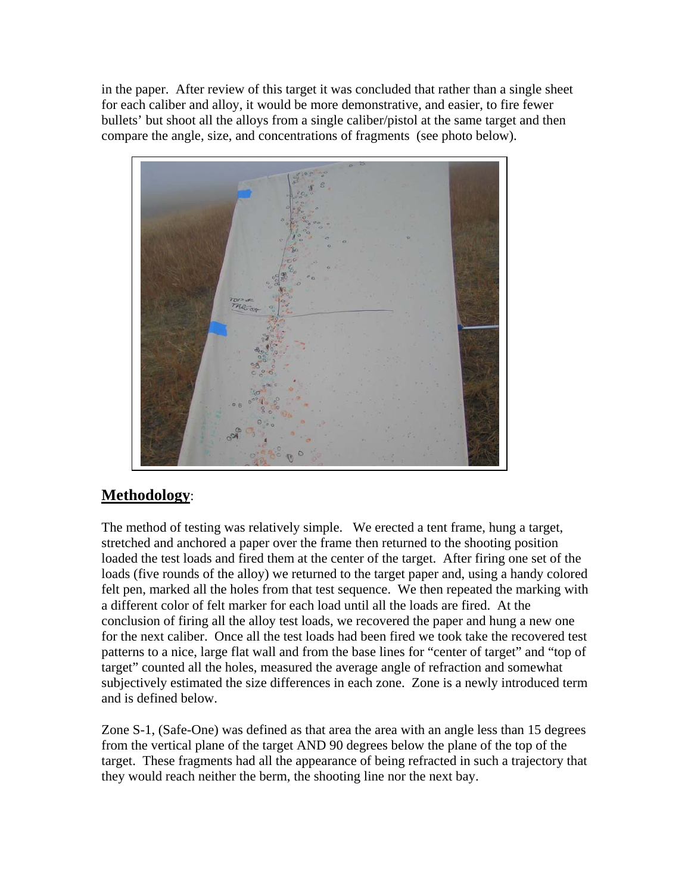in the paper. After review of this target it was concluded that rather than a single sheet for each caliber and alloy, it would be more demonstrative, and easier, to fire fewer bullets' but shoot all the alloys from a single caliber/pistol at the same target and then compare the angle, size, and concentrations of fragments (see photo below).

## Methodology:

The method of testing was relatively simple. We erected a tent frame, hung a target, stretched and anchored a paper over the frame then returned to the shooting position loaded the test loads and fired them at the center of the target. After firing one set of the loads (five rounds of the alloy) we returned to the target paper and, using a handy colored felt pen, marked all the holes from that test sequence. We then repeated the marking with a different color of felt marker for each load until all the loads are fired. At the conclusion of firing all the alloy test loads, we recovered the paper and hung a new one for the next caliber. Once all the test loads had been fired we took take the recovered test patterns to a nice, large flat wall and from the base lines for "center of target" and "top of target" counted all the holes, measured the average angle of refraction and somewhat subjectively estimated the size differences in each zone. Zone is a newly introduced term and is defined below.

Zone S-1, (Safe-One) was defined as that area the area with an angle less than 15 degrees from the vertical plane of the target AND 90 degrees below the plane of the top of the target. These fragments had all the appearance of being refracted in such a trajectory that they would reach neither the berm, the shooting line nor the next bay.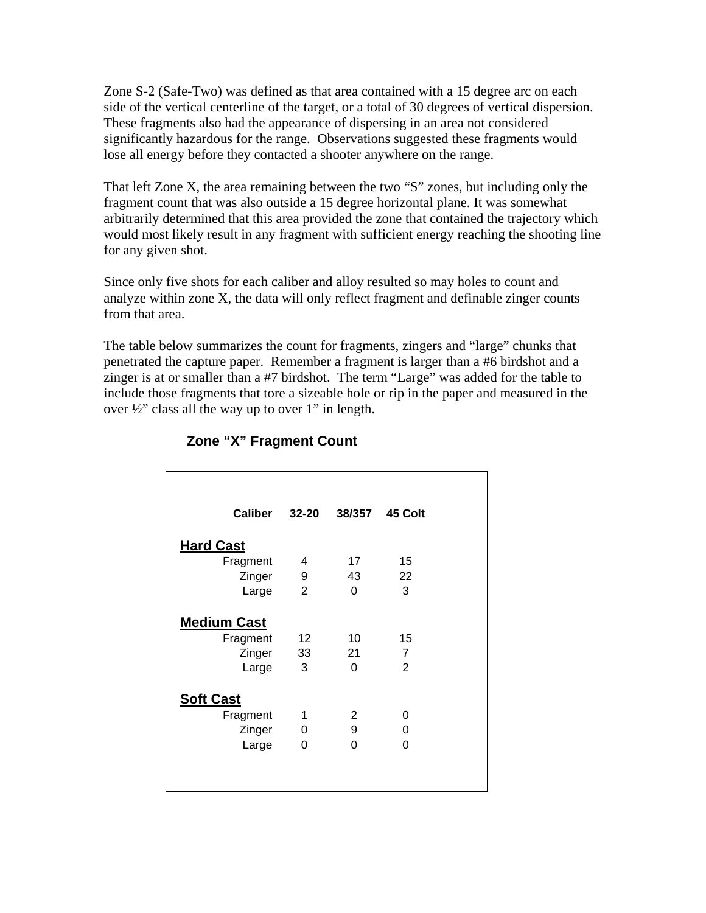Zone S-2 (Safe-Two) was defined as that area contained with a 15 degree arc on each side of the vertical centerline of the target, or a total of 30 degrees of vertical dispersion. These fragments also had the appearance of dispersing in an area not considered significantly hazardous for the range. Observations suggested these fragments would lose all energy before they contacted a shooter anywhere on the range.

That left Zone X, the area remaining between the two "S" zones, but including only the fragment count that was also outside a 15 degree horizontal plane. It was somewhat arbitrarily determined that this area provided the zone that contained the trajectory which would most likely result in any fragment with sufficient energy reaching the shooting line for any given shot.

Since only five shots for each caliber and alloy resulted so may holes to count and analyze within zone X, the data will only reflect fragment and definable zinger counts from that area.

The table below summarizes the count for fragments, zingers and "large" chunks that penetrated the capture paper. Remember a fragment is larger than a #6 birdshot and a zinger is at or smaller than a #7 birdshot. The term "Large" was added for the table to include those fragments that tore a sizeable hole or rip in the paper and measured in the over ½" class all the way up to over 1" in length.

**Zone "X" Fragment Count**

| Caliber | 32-20 | 38/357 | 45 Colt |
|---|---|---|---|
| **Hard Cast** | | | |
| Fragment | 4 | 17 | 15 |
| Zinger | 9 | 43 | 22 |
| Large | 2 | 0 | 3 |
| **Medium Cast** | | | |
| Fragment | 12 | 10 | 15 |
| Zinger | 33 | 21 | 7 |
| Large | 3 | 0 | 2 |
| **Soft Cast** | | | |
| Fragment | 1 | 2 | 0 |
| Zinger | 0 | 9 | 0 |
| Large | 0 | 0 | 0 |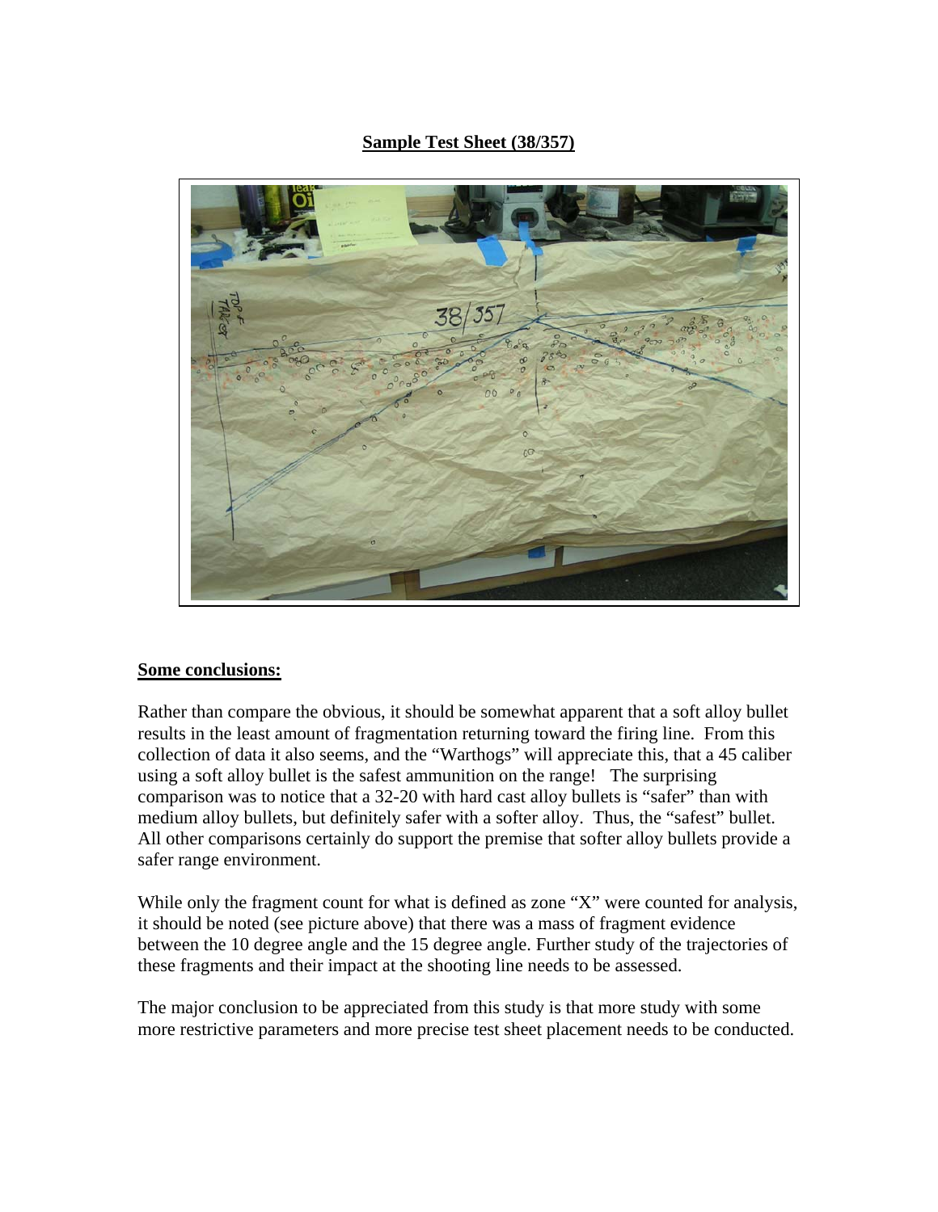**Sample Test Sheet (38/357)**

**Some conclusions:**

Rather than compare the obvious, it should be somewhat apparent that a soft alloy bullet results in the least amount of fragmentation returning toward the firing line. From this collection of data it also seems, and the "Warthogs" will appreciate this, that a 45 caliber using a soft alloy bullet is the safest ammunition on the range! The surprising comparison was to notice that a 32-20 with hard cast alloy bullets is "safer" than with medium alloy bullets, but definitely safer with a softer alloy. Thus, the "safest" bullet. All other comparisons certainly do support the premise that softer alloy bullets provide a safer range environment.

While only the fragment count for what is defined as zone "X" were counted for analysis, it should be noted (see picture above) that there was a mass of fragment evidence between the 10 degree angle and the 15 degree angle. Further study of the trajectories of these fragments and their impact at the shooting line needs to be assessed.

The major conclusion to be appreciated from this study is that more study with some more restrictive parameters and more precise test sheet placement needs to be conducted.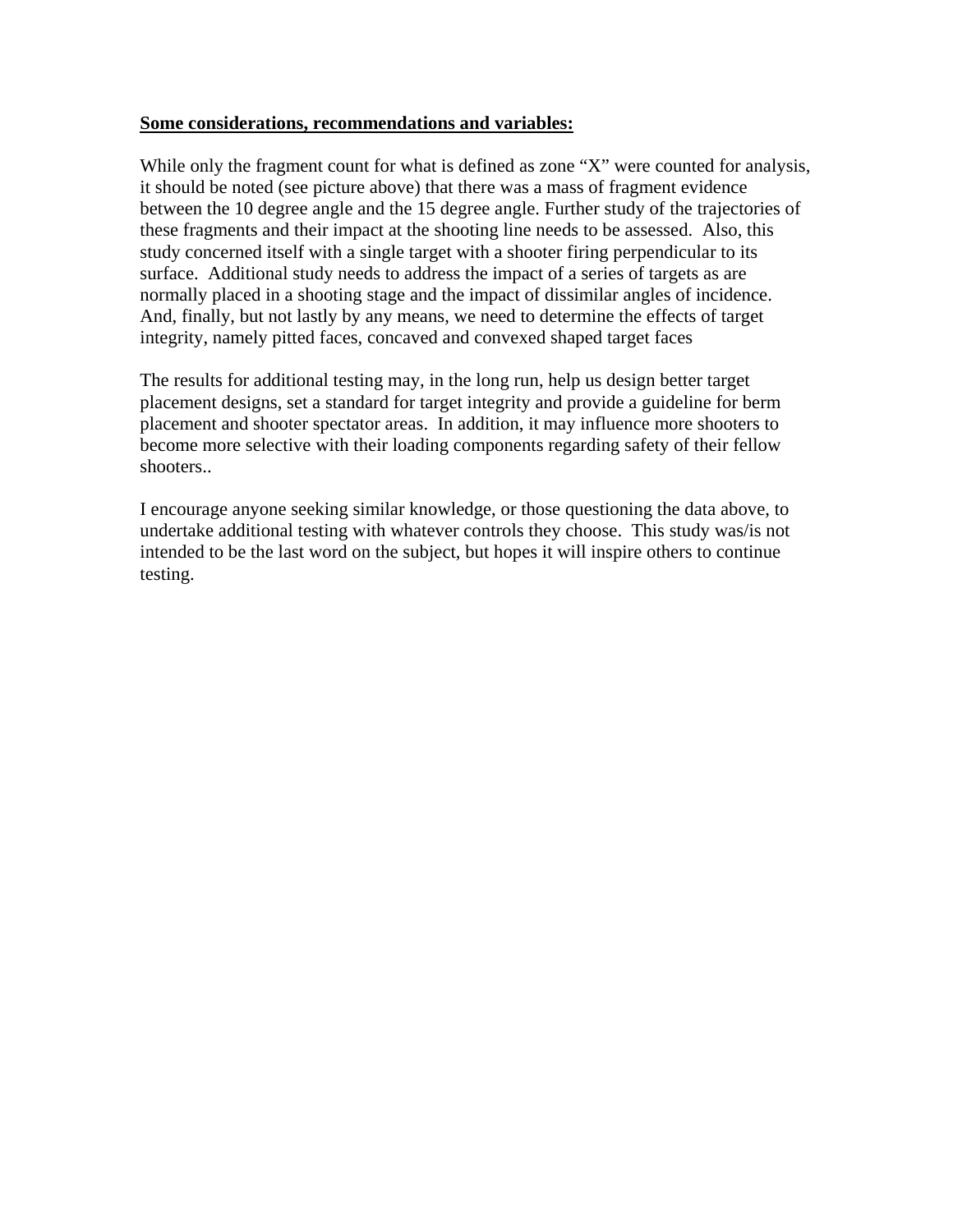**Some considerations, recommendations and variables:**

While only the fragment count for what is defined as zone "X" were counted for analysis, it should be noted (see picture above) that there was a mass of fragment evidence between the 10 degree angle and the 15 degree angle. Further study of the trajectories of these fragments and their impact at the shooting line needs to be assessed. Also, this study concerned itself with a single target with a shooter firing perpendicular to its surface. Additional study needs to address the impact of a series of targets as are normally placed in a shooting stage and the impact of dissimilar angles of incidence. And, finally, but not lastly by any means, we need to determine the effects of target integrity, namely pitted faces, concaved and convexed shaped target faces

The results for additional testing may, in the long run, help us design better target placement designs, set a standard for target integrity and provide a guideline for berm placement and shooter spectator areas. In addition, it may influence more shooters to become more selective with their loading components regarding safety of their fellow shooters..

I encourage anyone seeking similar knowledge, or those questioning the data above, to undertake additional testing with whatever controls they choose. This study was/is not intended to be the last word on the subject, but hopes it will inspire others to continue testing.